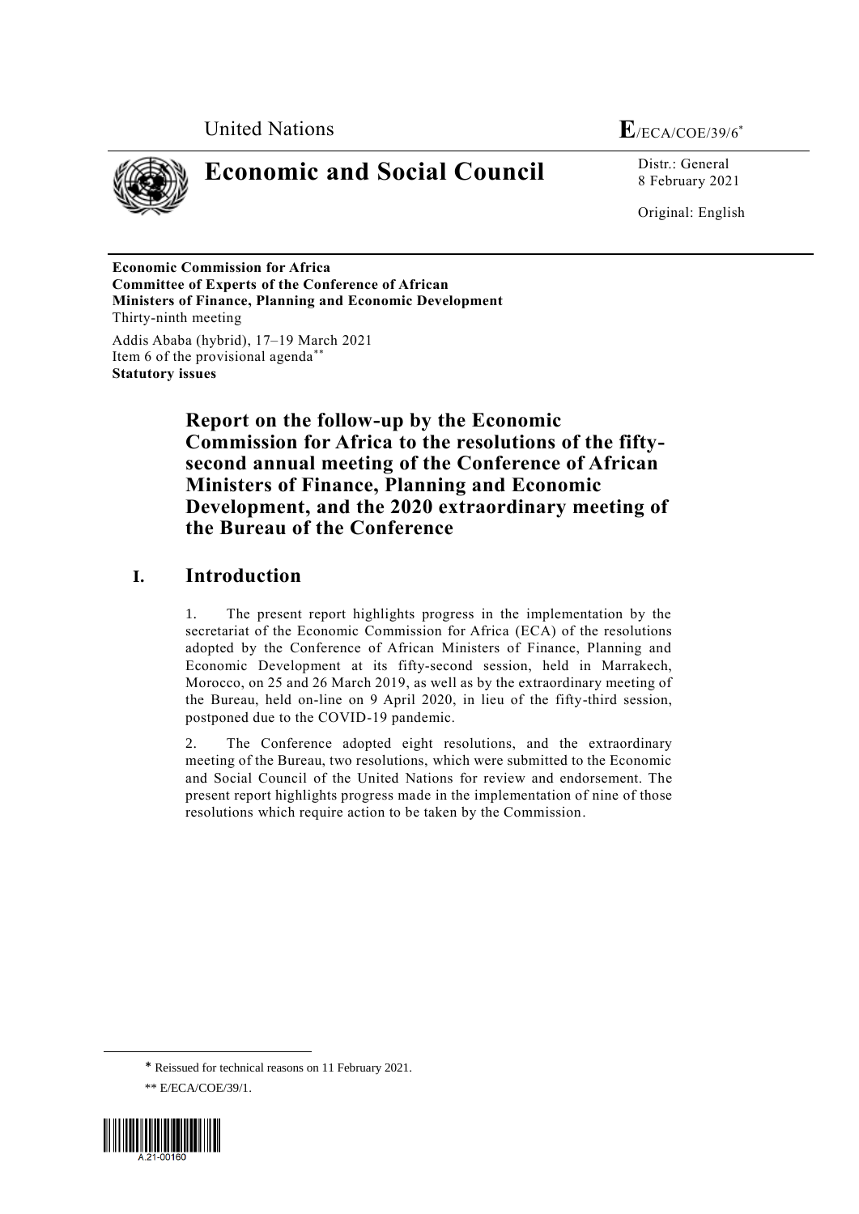United Nations

**E**/ECA/COE/39/6*

# Economic and Social Council

Distr.: General
8 February 2021

Original: English

**Economic Commission for Africa**
**Committee of Experts of the Conference of African Ministers of Finance, Planning and Economic Development**
Thirty-ninth meeting

Addis Ababa (hybrid), 17–19 March 2021
Item 6 of the provisional agenda**
**Statutory issues**

## Report on the follow-up by the Economic Commission for Africa to the resolutions of the fifty-second annual meeting of the Conference of African Ministers of Finance, Planning and Economic Development, and the 2020 extraordinary meeting of the Bureau of the Conference

## I. Introduction

1. The present report highlights progress in the implementation by the secretariat of the Economic Commission for Africa (ECA) of the resolutions adopted by the Conference of African Ministers of Finance, Planning and Economic Development at its fifty-second session, held in Marrakech, Morocco, on 25 and 26 March 2019, as well as by the extraordinary meeting of the Bureau, held on-line on 9 April 2020, in lieu of the fifty-third session, postponed due to the COVID-19 pandemic.

2. The Conference adopted eight resolutions, and the extraordinary meeting of the Bureau, two resolutions, which were submitted to the Economic and Social Council of the United Nations for review and endorsement. The present report highlights progress made in the implementation of nine of those resolutions which require action to be taken by the Commission.

\* Reissued for technical reasons on 11 February 2021.

\*\* E/ECA/COE/39/1.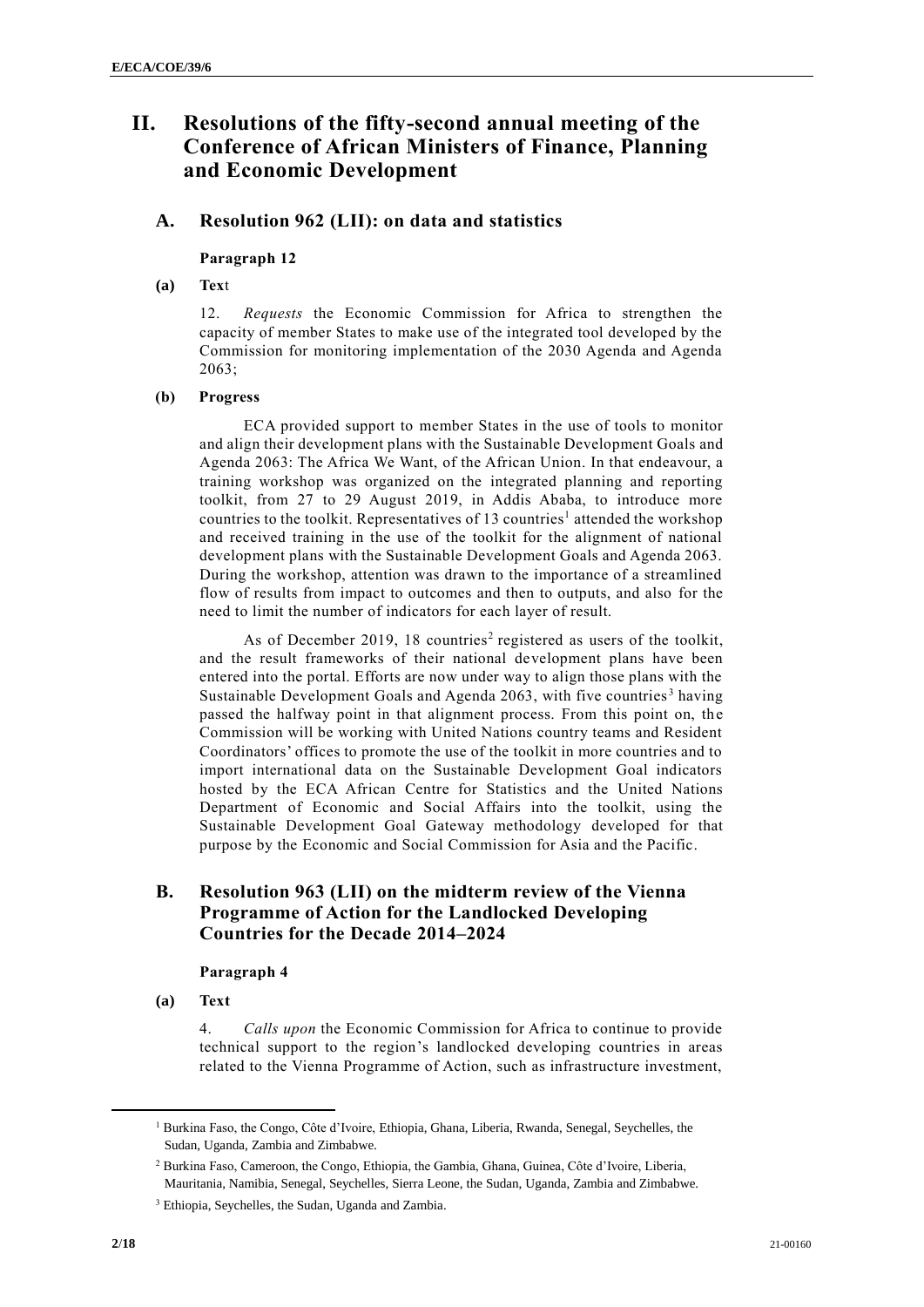## II. Resolutions of the fifty-second annual meeting of the Conference of African Ministers of Finance, Planning and Economic Development

### A. Resolution 962 (LII): on data and statistics

**Paragraph 12**

**(a) Text**

12. *Requests* the Economic Commission for Africa to strengthen the capacity of member States to make use of the integrated tool developed by the Commission for monitoring implementation of the 2030 Agenda and Agenda 2063;

**(b) Progress**

ECA provided support to member States in the use of tools to monitor and align their development plans with the Sustainable Development Goals and Agenda 2063: The Africa We Want, of the African Union. In that endeavour, a training workshop was organized on the integrated planning and reporting toolkit, from 27 to 29 August 2019, in Addis Ababa, to introduce more countries to the toolkit. Representatives of 13 countries[1] attended the workshop and received training in the use of the toolkit for the alignment of national development plans with the Sustainable Development Goals and Agenda 2063. During the workshop, attention was drawn to the importance of a streamlined flow of results from impact to outcomes and then to outputs, and also for the need to limit the number of indicators for each layer of result.

As of December 2019, 18 countries[2] registered as users of the toolkit, and the result frameworks of their national development plans have been entered into the portal. Efforts are now under way to align those plans with the Sustainable Development Goals and Agenda 2063, with five countries[3] having passed the halfway point in that alignment process. From this point on, the Commission will be working with United Nations country teams and Resident Coordinators' offices to promote the use of the toolkit in more countries and to import international data on the Sustainable Development Goal indicators hosted by the ECA African Centre for Statistics and the United Nations Department of Economic and Social Affairs into the toolkit, using the Sustainable Development Goal Gateway methodology developed for that purpose by the Economic and Social Commission for Asia and the Pacific.

### B. Resolution 963 (LII) on the midterm review of the Vienna Programme of Action for the Landlocked Developing Countries for the Decade 2014–2024

**Paragraph 4**

**(a) Text**

4. *Calls upon* the Economic Commission for Africa to continue to provide technical support to the region's landlocked developing countries in areas related to the Vienna Programme of Action, such as infrastructure investment,

---

[1] Burkina Faso, the Congo, Côte d'Ivoire, Ethiopia, Ghana, Liberia, Rwanda, Senegal, Seychelles, the Sudan, Uganda, Zambia and Zimbabwe.

[2] Burkina Faso, Cameroon, the Congo, Ethiopia, the Gambia, Ghana, Guinea, Côte d'Ivoire, Liberia, Mauritania, Namibia, Senegal, Seychelles, Sierra Leone, the Sudan, Uganda, Zambia and Zimbabwe.

[3] Ethiopia, Seychelles, the Sudan, Uganda and Zambia.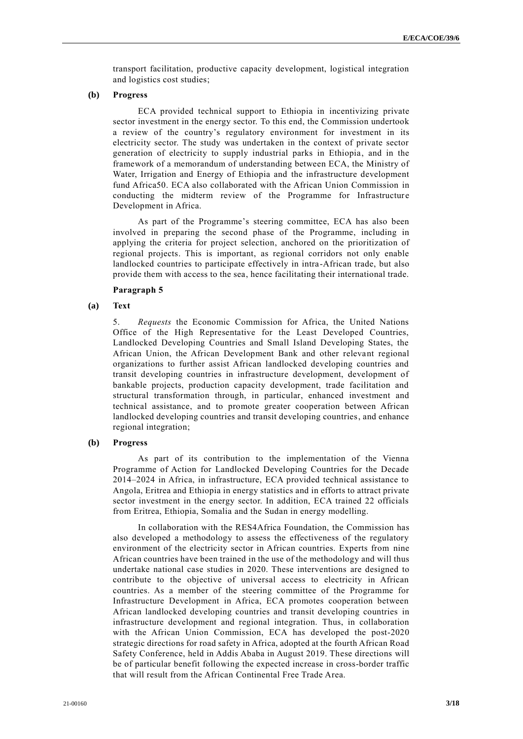transport facilitation, productive capacity development, logistical integration and logistics cost studies;

**(b) Progress**

ECA provided technical support to Ethiopia in incentivizing private sector investment in the energy sector. To this end, the Commission undertook a review of the country's regulatory environment for investment in its electricity sector. The study was undertaken in the context of private sector generation of electricity to supply industrial parks in Ethiopia, and in the framework of a memorandum of understanding between ECA, the Ministry of Water, Irrigation and Energy of Ethiopia and the infrastructure development fund Africa50. ECA also collaborated with the African Union Commission in conducting the midterm review of the Programme for Infrastructure Development in Africa.

As part of the Programme's steering committee, ECA has also been involved in preparing the second phase of the Programme, including in applying the criteria for project selection, anchored on the prioritization of regional projects. This is important, as regional corridors not only enable landlocked countries to participate effectively in intra-African trade, but also provide them with access to the sea, hence facilitating their international trade.

**Paragraph 5**

**(a) Text**

5. *Requests* the Economic Commission for Africa, the United Nations Office of the High Representative for the Least Developed Countries, Landlocked Developing Countries and Small Island Developing States, the African Union, the African Development Bank and other relevant regional organizations to further assist African landlocked developing countries and transit developing countries in infrastructure development, development of bankable projects, production capacity development, trade facilitation and structural transformation through, in particular, enhanced investment and technical assistance, and to promote greater cooperation between African landlocked developing countries and transit developing countries, and enhance regional integration;

**(b) Progress**

As part of its contribution to the implementation of the Vienna Programme of Action for Landlocked Developing Countries for the Decade 2014–2024 in Africa, in infrastructure, ECA provided technical assistance to Angola, Eritrea and Ethiopia in energy statistics and in efforts to attract private sector investment in the energy sector. In addition, ECA trained 22 officials from Eritrea, Ethiopia, Somalia and the Sudan in energy modelling.

In collaboration with the RES4Africa Foundation, the Commission has also developed a methodology to assess the effectiveness of the regulatory environment of the electricity sector in African countries. Experts from nine African countries have been trained in the use of the methodology and will thus undertake national case studies in 2020. These interventions are designed to contribute to the objective of universal access to electricity in African countries. As a member of the steering committee of the Programme for Infrastructure Development in Africa, ECA promotes cooperation between African landlocked developing countries and transit developing countries in infrastructure development and regional integration. Thus, in collaboration with the African Union Commission, ECA has developed the post-2020 strategic directions for road safety in Africa, adopted at the fourth African Road Safety Conference, held in Addis Ababa in August 2019. These directions will be of particular benefit following the expected increase in cross-border traffic that will result from the African Continental Free Trade Area.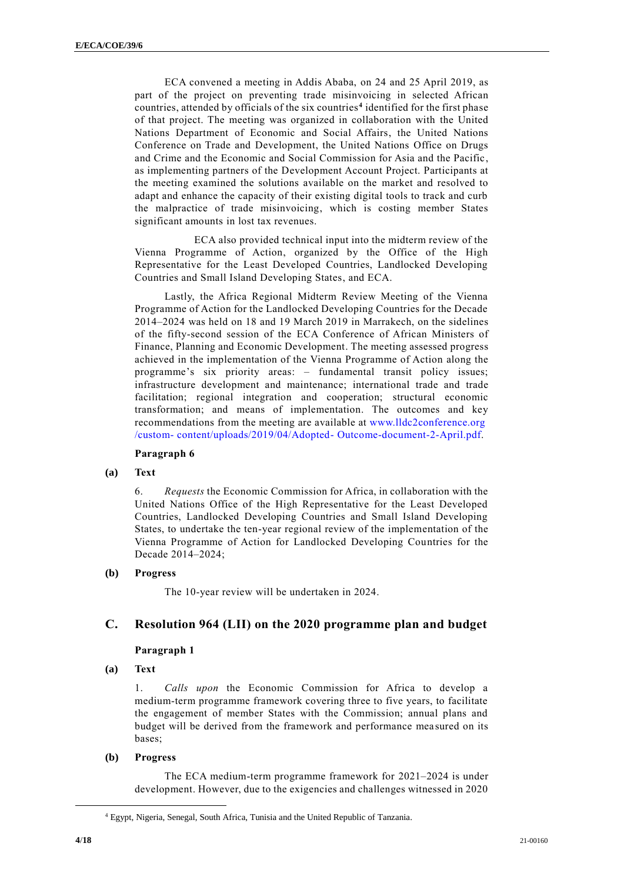ECA convened a meeting in Addis Ababa, on 24 and 25 April 2019, as part of the project on preventing trade misinvoicing in selected African countries, attended by officials of the six countries[4] identified for the first phase of that project. The meeting was organized in collaboration with the United Nations Department of Economic and Social Affairs, the United Nations Conference on Trade and Development, the United Nations Office on Drugs and Crime and the Economic and Social Commission for Asia and the Pacific, as implementing partners of the Development Account Project. Participants at the meeting examined the solutions available on the market and resolved to adapt and enhance the capacity of their existing digital tools to track and curb the malpractice of trade misinvoicing, which is costing member States significant amounts in lost tax revenues.

ECA also provided technical input into the midterm review of the Vienna Programme of Action, organized by the Office of the High Representative for the Least Developed Countries, Landlocked Developing Countries and Small Island Developing States, and ECA.

Lastly, the Africa Regional Midterm Review Meeting of the Vienna Programme of Action for the Landlocked Developing Countries for the Decade 2014–2024 was held on 18 and 19 March 2019 in Marrakech, on the sidelines of the fifty-second session of the ECA Conference of African Ministers of Finance, Planning and Economic Development. The meeting assessed progress achieved in the implementation of the Vienna Programme of Action along the programme's six priority areas: – fundamental transit policy issues; infrastructure development and maintenance; international trade and trade facilitation; regional integration and cooperation; structural economic transformation; and means of implementation. The outcomes and key recommendations from the meeting are available at www.lldc2conference.org /custom- content/uploads/2019/04/Adopted- Outcome-document-2-April.pdf.

#### Paragraph 6

**(a) Text**

6. *Requests* the Economic Commission for Africa, in collaboration with the United Nations Office of the High Representative for the Least Developed Countries, Landlocked Developing Countries and Small Island Developing States, to undertake the ten-year regional review of the implementation of the Vienna Programme of Action for Landlocked Developing Countries for the Decade 2014–2024;

**(b) Progress**

The 10-year review will be undertaken in 2024.

## C. Resolution 964 (LII) on the 2020 programme plan and budget

#### Paragraph 1

**(a) Text**

1. *Calls upon* the Economic Commission for Africa to develop a medium-term programme framework covering three to five years, to facilitate the engagement of member States with the Commission; annual plans and budget will be derived from the framework and performance measured on its bases;

**(b) Progress**

The ECA medium-term programme framework for 2021–2024 is under development. However, due to the exigencies and challenges witnessed in 2020

[4] Egypt, Nigeria, Senegal, South Africa, Tunisia and the United Republic of Tanzania.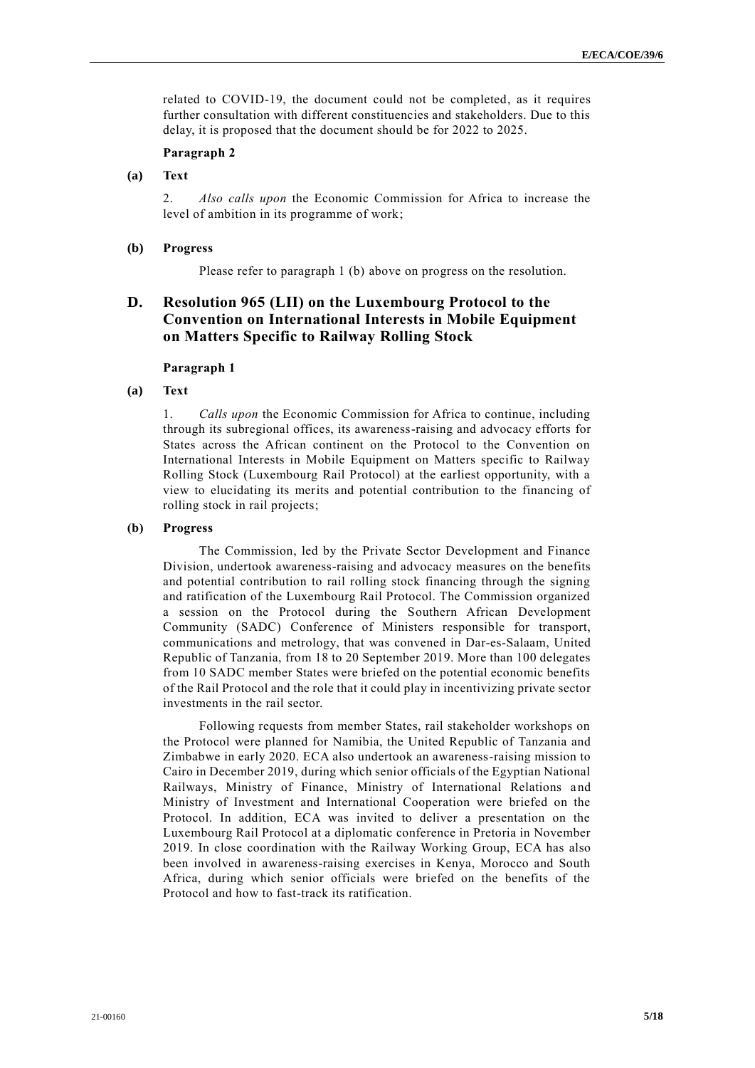related to COVID-19, the document could not be completed, as it requires further consultation with different constituencies and stakeholders. Due to this delay, it is proposed that the document should be for 2022 to 2025.

**Paragraph 2**

**(a) Text**

2. *Also calls upon* the Economic Commission for Africa to increase the level of ambition in its programme of work;

**(b) Progress**

Please refer to paragraph 1 (b) above on progress on the resolution.

## D. Resolution 965 (LII) on the Luxembourg Protocol to the Convention on International Interests in Mobile Equipment on Matters Specific to Railway Rolling Stock

**Paragraph 1**

**(a) Text**

1. *Calls upon* the Economic Commission for Africa to continue, including through its subregional offices, its awareness-raising and advocacy efforts for States across the African continent on the Protocol to the Convention on International Interests in Mobile Equipment on Matters specific to Railway Rolling Stock (Luxembourg Rail Protocol) at the earliest opportunity, with a view to elucidating its merits and potential contribution to the financing of rolling stock in rail projects;

**(b) Progress**

The Commission, led by the Private Sector Development and Finance Division, undertook awareness-raising and advocacy measures on the benefits and potential contribution to rail rolling stock financing through the signing and ratification of the Luxembourg Rail Protocol. The Commission organized a session on the Protocol during the Southern African Development Community (SADC) Conference of Ministers responsible for transport, communications and metrology, that was convened in Dar-es-Salaam, United Republic of Tanzania, from 18 to 20 September 2019. More than 100 delegates from 10 SADC member States were briefed on the potential economic benefits of the Rail Protocol and the role that it could play in incentivizing private sector investments in the rail sector.

Following requests from member States, rail stakeholder workshops on the Protocol were planned for Namibia, the United Republic of Tanzania and Zimbabwe in early 2020. ECA also undertook an awareness-raising mission to Cairo in December 2019, during which senior officials of the Egyptian National Railways, Ministry of Finance, Ministry of International Relations and Ministry of Investment and International Cooperation were briefed on the Protocol. In addition, ECA was invited to deliver a presentation on the Luxembourg Rail Protocol at a diplomatic conference in Pretoria in November 2019. In close coordination with the Railway Working Group, ECA has also been involved in awareness-raising exercises in Kenya, Morocco and South Africa, during which senior officials were briefed on the benefits of the Protocol and how to fast-track its ratification.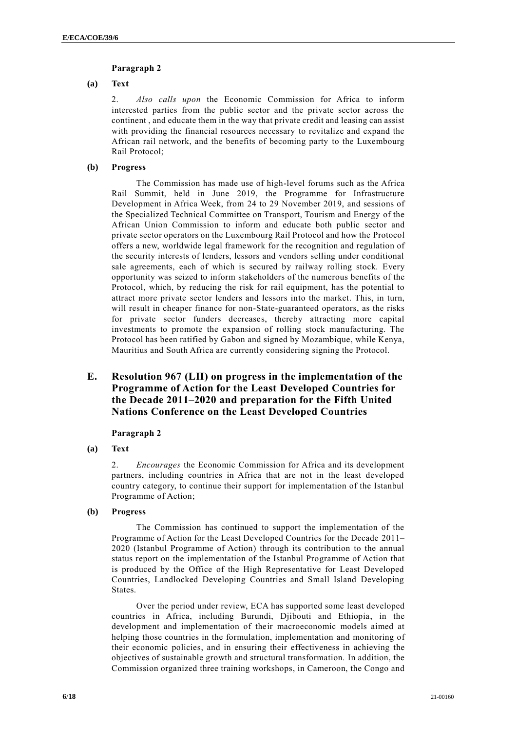#### Paragraph 2

**(a) Text**

2. *Also calls upon* the Economic Commission for Africa to inform interested parties from the public sector and the private sector across the continent , and educate them in the way that private credit and leasing can assist with providing the financial resources necessary to revitalize and expand the African rail network, and the benefits of becoming party to the Luxembourg Rail Protocol;

**(b) Progress**

The Commission has made use of high-level forums such as the Africa Rail Summit, held in June 2019, the Programme for Infrastructure Development in Africa Week, from 24 to 29 November 2019, and sessions of the Specialized Technical Committee on Transport, Tourism and Energy of the African Union Commission to inform and educate both public sector and private sector operators on the Luxembourg Rail Protocol and how the Protocol offers a new, worldwide legal framework for the recognition and regulation of the security interests of lenders, lessors and vendors selling under conditional sale agreements, each of which is secured by railway rolling stock. Every opportunity was seized to inform stakeholders of the numerous benefits of the Protocol, which, by reducing the risk for rail equipment, has the potential to attract more private sector lenders and lessors into the market. This, in turn, will result in cheaper finance for non-State-guaranteed operators, as the risks for private sector funders decreases, thereby attracting more capital investments to promote the expansion of rolling stock manufacturing. The Protocol has been ratified by Gabon and signed by Mozambique, while Kenya, Mauritius and South Africa are currently considering signing the Protocol.

## E. Resolution 967 (LII) on progress in the implementation of the Programme of Action for the Least Developed Countries for the Decade 2011–2020 and preparation for the Fifth United Nations Conference on the Least Developed Countries

#### Paragraph 2

**(a) Text**

2. *Encourages* the Economic Commission for Africa and its development partners, including countries in Africa that are not in the least developed country category, to continue their support for implementation of the Istanbul Programme of Action;

**(b) Progress**

The Commission has continued to support the implementation of the Programme of Action for the Least Developed Countries for the Decade 2011–2020 (Istanbul Programme of Action) through its contribution to the annual status report on the implementation of the Istanbul Programme of Action that is produced by the Office of the High Representative for Least Developed Countries, Landlocked Developing Countries and Small Island Developing States.

Over the period under review, ECA has supported some least developed countries in Africa, including Burundi, Djibouti and Ethiopia, in the development and implementation of their macroeconomic models aimed at helping those countries in the formulation, implementation and monitoring of their economic policies, and in ensuring their effectiveness in achieving the objectives of sustainable growth and structural transformation. In addition, the Commission organized three training workshops, in Cameroon, the Congo and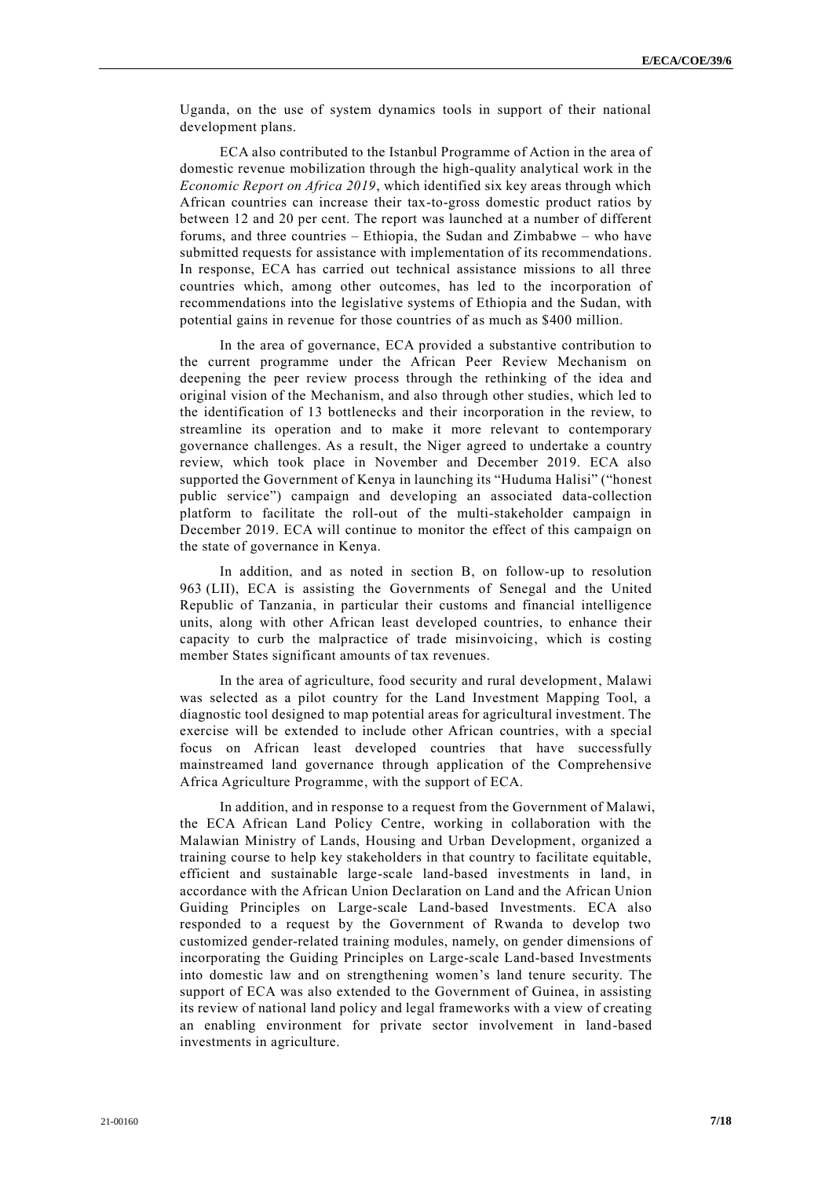Uganda, on the use of system dynamics tools in support of their national development plans.

ECA also contributed to the Istanbul Programme of Action in the area of domestic revenue mobilization through the high-quality analytical work in the *Economic Report on Africa 2019*, which identified six key areas through which African countries can increase their tax-to-gross domestic product ratios by between 12 and 20 per cent. The report was launched at a number of different forums, and three countries – Ethiopia, the Sudan and Zimbabwe – who have submitted requests for assistance with implementation of its recommendations. In response, ECA has carried out technical assistance missions to all three countries which, among other outcomes, has led to the incorporation of recommendations into the legislative systems of Ethiopia and the Sudan, with potential gains in revenue for those countries of as much as $400 million.

In the area of governance, ECA provided a substantive contribution to the current programme under the African Peer Review Mechanism on deepening the peer review process through the rethinking of the idea and original vision of the Mechanism, and also through other studies, which led to the identification of 13 bottlenecks and their incorporation in the review, to streamline its operation and to make it more relevant to contemporary governance challenges. As a result, the Niger agreed to undertake a country review, which took place in November and December 2019. ECA also supported the Government of Kenya in launching its "Huduma Halisi" ("honest public service") campaign and developing an associated data-collection platform to facilitate the roll-out of the multi-stakeholder campaign in December 2019. ECA will continue to monitor the effect of this campaign on the state of governance in Kenya.

In addition, and as noted in section B, on follow-up to resolution 963 (LII), ECA is assisting the Governments of Senegal and the United Republic of Tanzania, in particular their customs and financial intelligence units, along with other African least developed countries, to enhance their capacity to curb the malpractice of trade misinvoicing, which is costing member States significant amounts of tax revenues.

In the area of agriculture, food security and rural development, Malawi was selected as a pilot country for the Land Investment Mapping Tool, a diagnostic tool designed to map potential areas for agricultural investment. The exercise will be extended to include other African countries, with a special focus on African least developed countries that have successfully mainstreamed land governance through application of the Comprehensive Africa Agriculture Programme, with the support of ECA.

In addition, and in response to a request from the Government of Malawi, the ECA African Land Policy Centre, working in collaboration with the Malawian Ministry of Lands, Housing and Urban Development, organized a training course to help key stakeholders in that country to facilitate equitable, efficient and sustainable large-scale land-based investments in land, in accordance with the African Union Declaration on Land and the African Union Guiding Principles on Large-scale Land-based Investments. ECA also responded to a request by the Government of Rwanda to develop two customized gender-related training modules, namely, on gender dimensions of incorporating the Guiding Principles on Large-scale Land-based Investments into domestic law and on strengthening women's land tenure security. The support of ECA was also extended to the Government of Guinea, in assisting its review of national land policy and legal frameworks with a view of creating an enabling environment for private sector involvement in land-based investments in agriculture.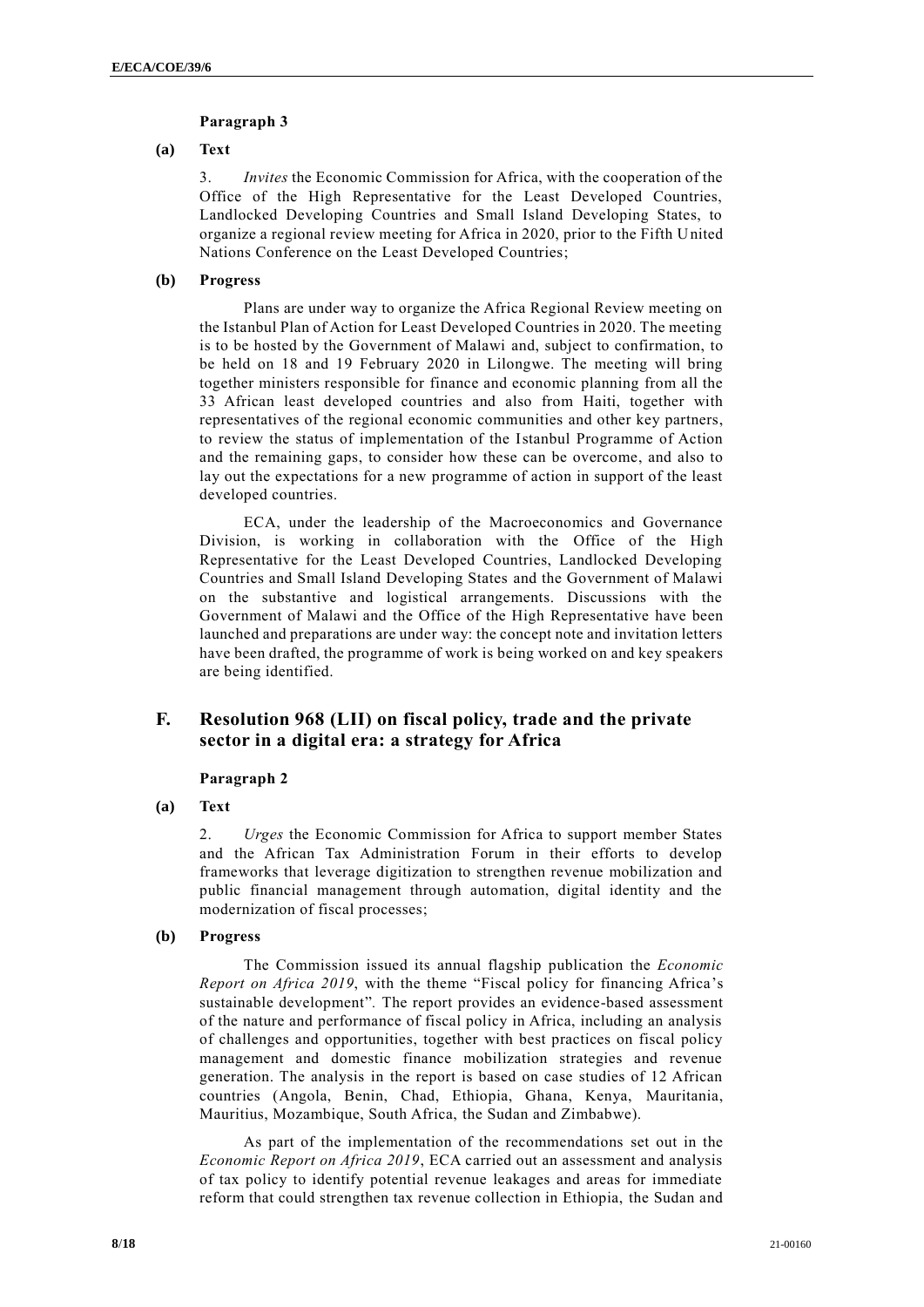**Paragraph 3**

**(a) Text**

3. *Invites* the Economic Commission for Africa, with the cooperation of the Office of the High Representative for the Least Developed Countries, Landlocked Developing Countries and Small Island Developing States, to organize a regional review meeting for Africa in 2020, prior to the Fifth United Nations Conference on the Least Developed Countries;

**(b) Progress**

Plans are under way to organize the Africa Regional Review meeting on the Istanbul Plan of Action for Least Developed Countries in 2020. The meeting is to be hosted by the Government of Malawi and, subject to confirmation, to be held on 18 and 19 February 2020 in Lilongwe. The meeting will bring together ministers responsible for finance and economic planning from all the 33 African least developed countries and also from Haiti, together with representatives of the regional economic communities and other key partners, to review the status of implementation of the Istanbul Programme of Action and the remaining gaps, to consider how these can be overcome, and also to lay out the expectations for a new programme of action in support of the least developed countries.

ECA, under the leadership of the Macroeconomics and Governance Division, is working in collaboration with the Office of the High Representative for the Least Developed Countries, Landlocked Developing Countries and Small Island Developing States and the Government of Malawi on the substantive and logistical arrangements. Discussions with the Government of Malawi and the Office of the High Representative have been launched and preparations are under way: the concept note and invitation letters have been drafted, the programme of work is being worked on and key speakers are being identified.

## F. Resolution 968 (LII) on fiscal policy, trade and the private sector in a digital era: a strategy for Africa

**Paragraph 2**

**(a) Text**

2. *Urges* the Economic Commission for Africa to support member States and the African Tax Administration Forum in their efforts to develop frameworks that leverage digitization to strengthen revenue mobilization and public financial management through automation, digital identity and the modernization of fiscal processes;

**(b) Progress**

The Commission issued its annual flagship publication the *Economic Report on Africa 2019*, with the theme "Fiscal policy for financing Africa's sustainable development". The report provides an evidence-based assessment of the nature and performance of fiscal policy in Africa, including an analysis of challenges and opportunities, together with best practices on fiscal policy management and domestic finance mobilization strategies and revenue generation. The analysis in the report is based on case studies of 12 African countries (Angola, Benin, Chad, Ethiopia, Ghana, Kenya, Mauritania, Mauritius, Mozambique, South Africa, the Sudan and Zimbabwe).

As part of the implementation of the recommendations set out in the *Economic Report on Africa 2019*, ECA carried out an assessment and analysis of tax policy to identify potential revenue leakages and areas for immediate reform that could strengthen tax revenue collection in Ethiopia, the Sudan and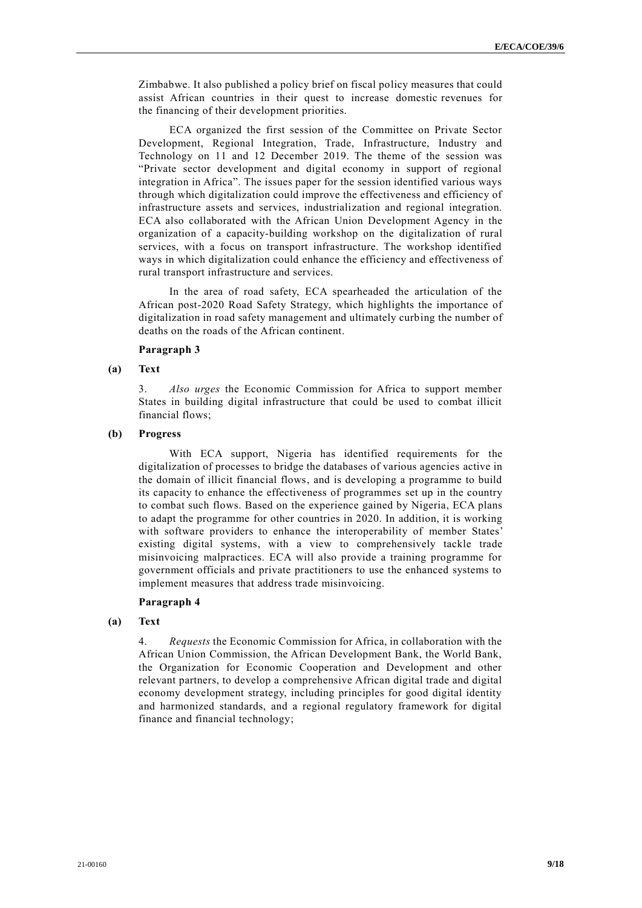Zimbabwe. It also published a policy brief on fiscal policy measures that could assist African countries in their quest to increase domestic revenues for the financing of their development priorities.

ECA organized the first session of the Committee on Private Sector Development, Regional Integration, Trade, Infrastructure, Industry and Technology on 11 and 12 December 2019. The theme of the session was "Private sector development and digital economy in support of regional integration in Africa". The issues paper for the session identified various ways through which digitalization could improve the effectiveness and efficiency of infrastructure assets and services, industrialization and regional integration. ECA also collaborated with the African Union Development Agency in the organization of a capacity-building workshop on the digitalization of rural services, with a focus on transport infrastructure. The workshop identified ways in which digitalization could enhance the efficiency and effectiveness of rural transport infrastructure and services.

In the area of road safety, ECA spearheaded the articulation of the African post-2020 Road Safety Strategy, which highlights the importance of digitalization in road safety management and ultimately curbing the number of deaths on the roads of the African continent.

**Paragraph 3**

**(a) Text**

3. *Also urges* the Economic Commission for Africa to support member States in building digital infrastructure that could be used to combat illicit financial flows;

**(b) Progress**

With ECA support, Nigeria has identified requirements for the digitalization of processes to bridge the databases of various agencies active in the domain of illicit financial flows, and is developing a programme to build its capacity to enhance the effectiveness of programmes set up in the country to combat such flows. Based on the experience gained by Nigeria, ECA plans to adapt the programme for other countries in 2020. In addition, it is working with software providers to enhance the interoperability of member States' existing digital systems, with a view to comprehensively tackle trade misinvoicing malpractices. ECA will also provide a training programme for government officials and private practitioners to use the enhanced systems to implement measures that address trade misinvoicing.

**Paragraph 4**

**(a) Text**

4. *Requests* the Economic Commission for Africa, in collaboration with the African Union Commission, the African Development Bank, the World Bank, the Organization for Economic Cooperation and Development and other relevant partners, to develop a comprehensive African digital trade and digital economy development strategy, including principles for good digital identity and harmonized standards, and a regional regulatory framework for digital finance and financial technology;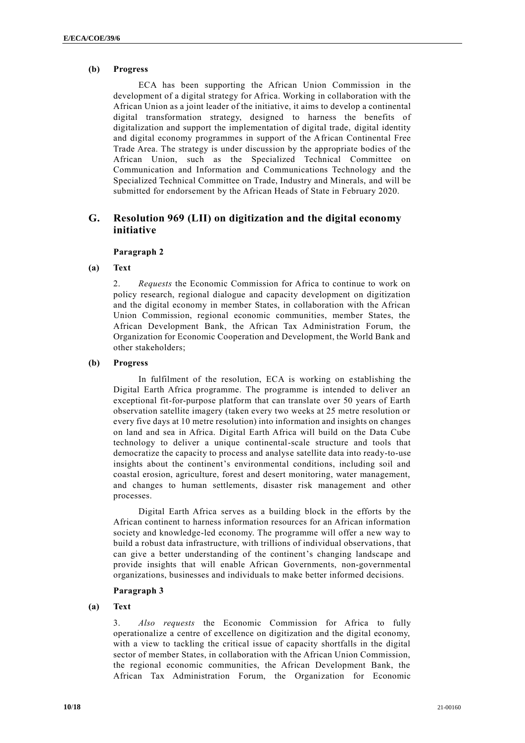**(b) Progress**

ECA has been supporting the African Union Commission in the development of a digital strategy for Africa. Working in collaboration with the African Union as a joint leader of the initiative, it aims to develop a continental digital transformation strategy, designed to harness the benefits of digitalization and support the implementation of digital trade, digital identity and digital economy programmes in support of the African Continental Free Trade Area. The strategy is under discussion by the appropriate bodies of the African Union, such as the Specialized Technical Committee on Communication and Information and Communications Technology and the Specialized Technical Committee on Trade, Industry and Minerals, and will be submitted for endorsement by the African Heads of State in February 2020.

## G. Resolution 969 (LII) on digitization and the digital economy initiative

**Paragraph 2**

**(a) Text**

2. *Requests* the Economic Commission for Africa to continue to work on policy research, regional dialogue and capacity development on digitization and the digital economy in member States, in collaboration with the African Union Commission, regional economic communities, member States, the African Development Bank, the African Tax Administration Forum, the Organization for Economic Cooperation and Development, the World Bank and other stakeholders;

**(b) Progress**

In fulfilment of the resolution, ECA is working on establishing the Digital Earth Africa programme. The programme is intended to deliver an exceptional fit-for-purpose platform that can translate over 50 years of Earth observation satellite imagery (taken every two weeks at 25 metre resolution or every five days at 10 metre resolution) into information and insights on changes on land and sea in Africa. Digital Earth Africa will build on the Data Cube technology to deliver a unique continental-scale structure and tools that democratize the capacity to process and analyse satellite data into ready-to-use insights about the continent's environmental conditions, including soil and coastal erosion, agriculture, forest and desert monitoring, water management, and changes to human settlements, disaster risk management and other processes.

Digital Earth Africa serves as a building block in the efforts by the African continent to harness information resources for an African information society and knowledge-led economy. The programme will offer a new way to build a robust data infrastructure, with trillions of individual observations, that can give a better understanding of the continent's changing landscape and provide insights that will enable African Governments, non-governmental organizations, businesses and individuals to make better informed decisions.

**Paragraph 3**

**(a) Text**

3. *Also requests* the Economic Commission for Africa to fully operationalize a centre of excellence on digitization and the digital economy, with a view to tackling the critical issue of capacity shortfalls in the digital sector of member States, in collaboration with the African Union Commission, the regional economic communities, the African Development Bank, the African Tax Administration Forum, the Organization for Economic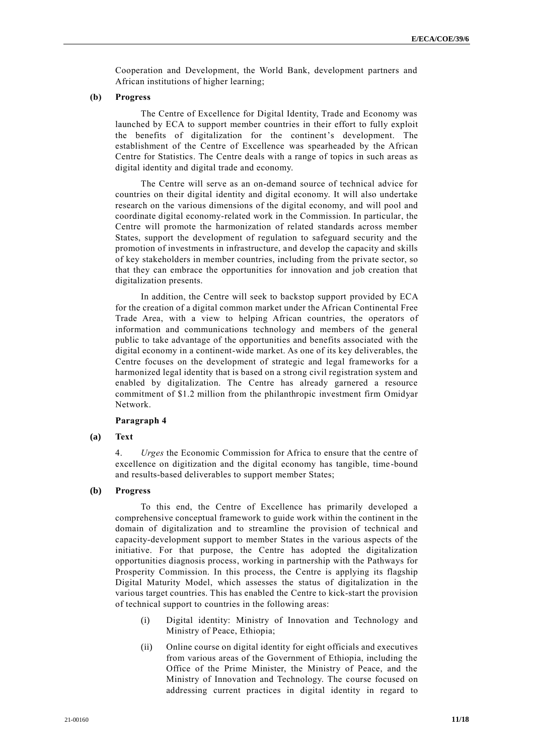Cooperation and Development, the World Bank, development partners and African institutions of higher learning;

**(b) Progress**

The Centre of Excellence for Digital Identity, Trade and Economy was launched by ECA to support member countries in their effort to fully exploit the benefits of digitalization for the continent's development. The establishment of the Centre of Excellence was spearheaded by the African Centre for Statistics. The Centre deals with a range of topics in such areas as digital identity and digital trade and economy.

The Centre will serve as an on-demand source of technical advice for countries on their digital identity and digital economy. It will also undertake research on the various dimensions of the digital economy, and will pool and coordinate digital economy-related work in the Commission. In particular, the Centre will promote the harmonization of related standards across member States, support the development of regulation to safeguard security and the promotion of investments in infrastructure, and develop the capacity and skills of key stakeholders in member countries, including from the private sector, so that they can embrace the opportunities for innovation and job creation that digitalization presents.

In addition, the Centre will seek to backstop support provided by ECA for the creation of a digital common market under the African Continental Free Trade Area, with a view to helping African countries, the operators of information and communications technology and members of the general public to take advantage of the opportunities and benefits associated with the digital economy in a continent-wide market. As one of its key deliverables, the Centre focuses on the development of strategic and legal frameworks for a harmonized legal identity that is based on a strong civil registration system and enabled by digitalization. The Centre has already garnered a resource commitment of $1.2 million from the philanthropic investment firm Omidyar Network.

**Paragraph 4**

**(a) Text**

4. *Urges* the Economic Commission for Africa to ensure that the centre of excellence on digitization and the digital economy has tangible, time-bound and results-based deliverables to support member States;

**(b) Progress**

To this end, the Centre of Excellence has primarily developed a comprehensive conceptual framework to guide work within the continent in the domain of digitalization and to streamline the provision of technical and capacity-development support to member States in the various aspects of the initiative. For that purpose, the Centre has adopted the digitalization opportunities diagnosis process, working in partnership with the Pathways for Prosperity Commission. In this process, the Centre is applying its flagship Digital Maturity Model, which assesses the status of digitalization in the various target countries. This has enabled the Centre to kick-start the provision of technical support to countries in the following areas:

(i) Digital identity: Ministry of Innovation and Technology and Ministry of Peace, Ethiopia;

(ii) Online course on digital identity for eight officials and executives from various areas of the Government of Ethiopia, including the Office of the Prime Minister, the Ministry of Peace, and the Ministry of Innovation and Technology. The course focused on addressing current practices in digital identity in regard to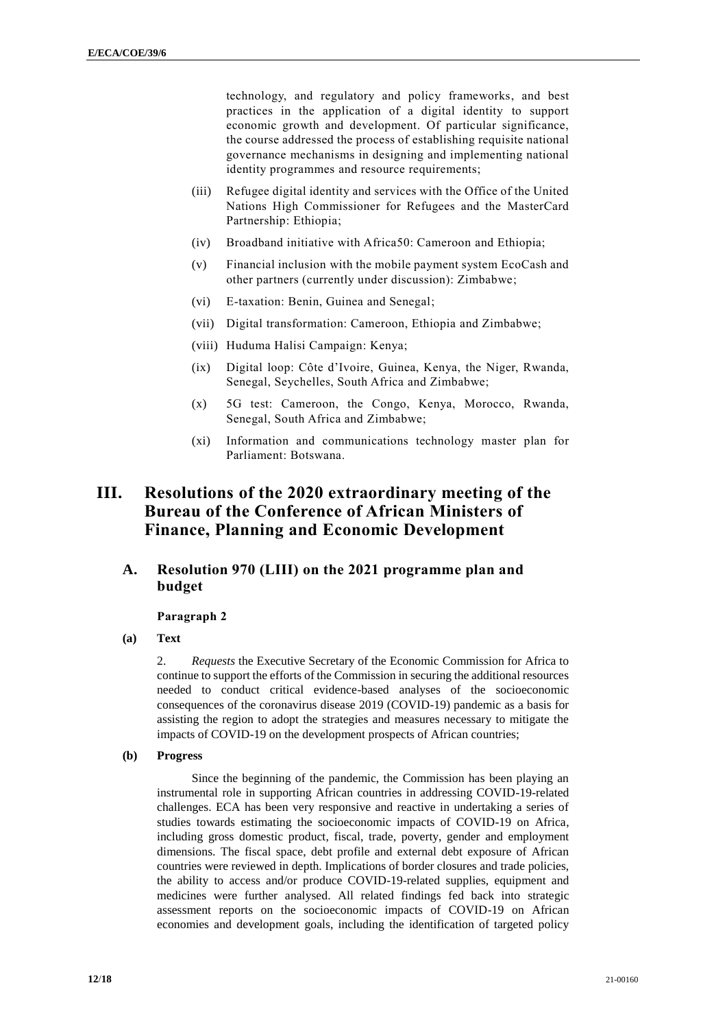technology, and regulatory and policy frameworks, and best practices in the application of a digital identity to support economic growth and development. Of particular significance, the course addressed the process of establishing requisite national governance mechanisms in designing and implementing national identity programmes and resource requirements;

(iii) Refugee digital identity and services with the Office of the United Nations High Commissioner for Refugees and the MasterCard Partnership: Ethiopia;

(iv) Broadband initiative with Africa50: Cameroon and Ethiopia;

(v) Financial inclusion with the mobile payment system EcoCash and other partners (currently under discussion): Zimbabwe;

(vi) E-taxation: Benin, Guinea and Senegal;

(vii) Digital transformation: Cameroon, Ethiopia and Zimbabwe;

(viii) Huduma Halisi Campaign: Kenya;

(ix) Digital loop: Côte d'Ivoire, Guinea, Kenya, the Niger, Rwanda, Senegal, Seychelles, South Africa and Zimbabwe;

(x) 5G test: Cameroon, the Congo, Kenya, Morocco, Rwanda, Senegal, South Africa and Zimbabwe;

(xi) Information and communications technology master plan for Parliament: Botswana.

# III. Resolutions of the 2020 extraordinary meeting of the Bureau of the Conference of African Ministers of Finance, Planning and Economic Development

## A. Resolution 970 (LIII) on the 2021 programme plan and budget

**Paragraph 2**

**(a) Text**

2. *Requests* the Executive Secretary of the Economic Commission for Africa to continue to support the efforts of the Commission in securing the additional resources needed to conduct critical evidence-based analyses of the socioeconomic consequences of the coronavirus disease 2019 (COVID-19) pandemic as a basis for assisting the region to adopt the strategies and measures necessary to mitigate the impacts of COVID-19 on the development prospects of African countries;

**(b) Progress**

Since the beginning of the pandemic, the Commission has been playing an instrumental role in supporting African countries in addressing COVID-19-related challenges. ECA has been very responsive and reactive in undertaking a series of studies towards estimating the socioeconomic impacts of COVID-19 on Africa, including gross domestic product, fiscal, trade, poverty, gender and employment dimensions. The fiscal space, debt profile and external debt exposure of African countries were reviewed in depth. Implications of border closures and trade policies, the ability to access and/or produce COVID-19-related supplies, equipment and medicines were further analysed. All related findings fed back into strategic assessment reports on the socioeconomic impacts of COVID-19 on African economies and development goals, including the identification of targeted policy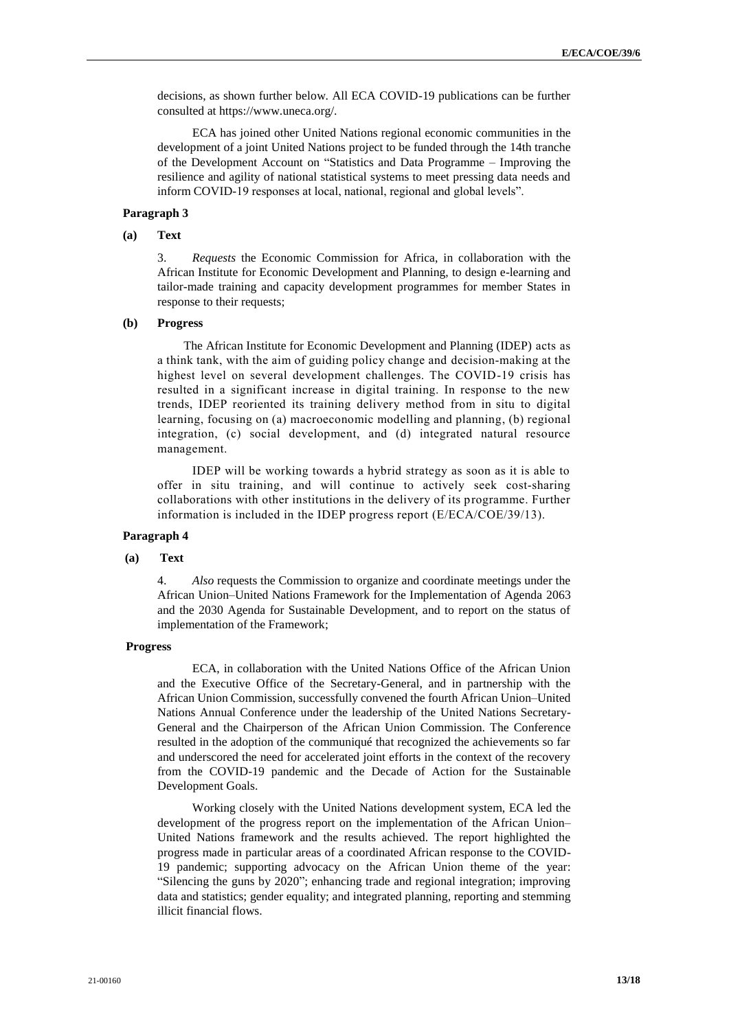decisions, as shown further below. All ECA COVID-19 publications can be further consulted at https://www.uneca.org/.

ECA has joined other United Nations regional economic communities in the development of a joint United Nations project to be funded through the 14th tranche of the Development Account on "Statistics and Data Programme – Improving the resilience and agility of national statistical systems to meet pressing data needs and inform COVID-19 responses at local, national, regional and global levels".

**Paragraph 3**

**(a) Text**

3. *Requests* the Economic Commission for Africa, in collaboration with the African Institute for Economic Development and Planning, to design e-learning and tailor-made training and capacity development programmes for member States in response to their requests;

**(b) Progress**

The African Institute for Economic Development and Planning (IDEP) acts as a think tank, with the aim of guiding policy change and decision-making at the highest level on several development challenges. The COVID-19 crisis has resulted in a significant increase in digital training. In response to the new trends, IDEP reoriented its training delivery method from in situ to digital learning, focusing on (a) macroeconomic modelling and planning, (b) regional integration, (c) social development, and (d) integrated natural resource management.

IDEP will be working towards a hybrid strategy as soon as it is able to offer in situ training, and will continue to actively seek cost-sharing collaborations with other institutions in the delivery of its programme. Further information is included in the IDEP progress report (E/ECA/COE/39/13).

**Paragraph 4**

**(a) Text**

4. *Also* requests the Commission to organize and coordinate meetings under the African Union–United Nations Framework for the Implementation of Agenda 2063 and the 2030 Agenda for Sustainable Development, and to report on the status of implementation of the Framework;

**Progress**

ECA, in collaboration with the United Nations Office of the African Union and the Executive Office of the Secretary-General, and in partnership with the African Union Commission, successfully convened the fourth African Union–United Nations Annual Conference under the leadership of the United Nations Secretary-General and the Chairperson of the African Union Commission. The Conference resulted in the adoption of the communiqué that recognized the achievements so far and underscored the need for accelerated joint efforts in the context of the recovery from the COVID-19 pandemic and the Decade of Action for the Sustainable Development Goals.

Working closely with the United Nations development system, ECA led the development of the progress report on the implementation of the African Union–United Nations framework and the results achieved. The report highlighted the progress made in particular areas of a coordinated African response to the COVID-19 pandemic; supporting advocacy on the African Union theme of the year: "Silencing the guns by 2020"; enhancing trade and regional integration; improving data and statistics; gender equality; and integrated planning, reporting and stemming illicit financial flows.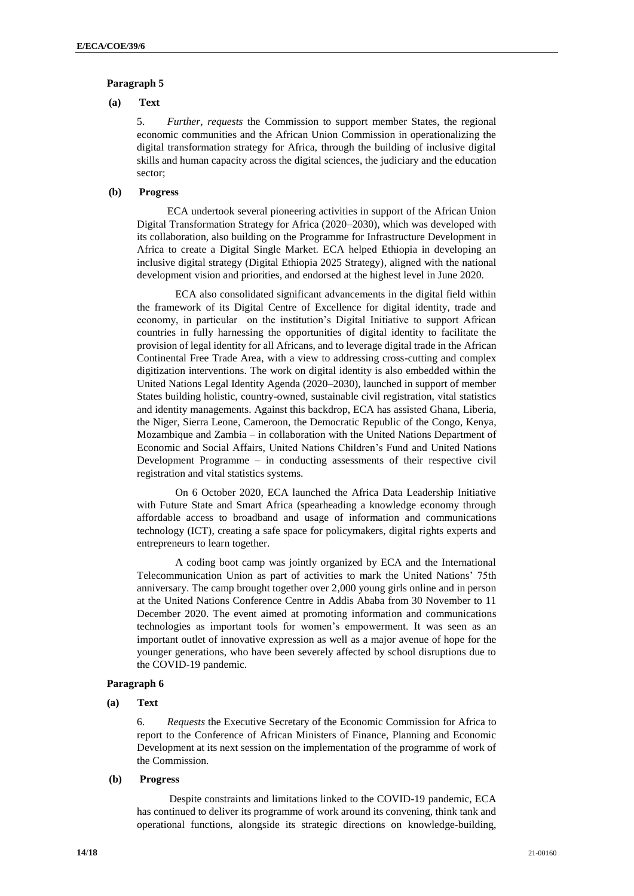**Paragraph 5**

**(a) Text**

5. *Further, requests* the Commission to support member States, the regional economic communities and the African Union Commission in operationalizing the digital transformation strategy for Africa, through the building of inclusive digital skills and human capacity across the digital sciences, the judiciary and the education sector;

**(b) Progress**

ECA undertook several pioneering activities in support of the African Union Digital Transformation Strategy for Africa (2020–2030), which was developed with its collaboration, also building on the Programme for Infrastructure Development in Africa to create a Digital Single Market. ECA helped Ethiopia in developing an inclusive digital strategy (Digital Ethiopia 2025 Strategy), aligned with the national development vision and priorities, and endorsed at the highest level in June 2020.

ECA also consolidated significant advancements in the digital field within the framework of its Digital Centre of Excellence for digital identity, trade and economy, in particular on the institution's Digital Initiative to support African countries in fully harnessing the opportunities of digital identity to facilitate the provision of legal identity for all Africans, and to leverage digital trade in the African Continental Free Trade Area, with a view to addressing cross-cutting and complex digitization interventions. The work on digital identity is also embedded within the United Nations Legal Identity Agenda (2020–2030), launched in support of member States building holistic, country-owned, sustainable civil registration, vital statistics and identity managements. Against this backdrop, ECA has assisted Ghana, Liberia, the Niger, Sierra Leone, Cameroon, the Democratic Republic of the Congo, Kenya, Mozambique and Zambia – in collaboration with the United Nations Department of Economic and Social Affairs, United Nations Children's Fund and United Nations Development Programme – in conducting assessments of their respective civil registration and vital statistics systems.

On 6 October 2020, ECA launched the Africa Data Leadership Initiative with Future State and Smart Africa (spearheading a knowledge economy through affordable access to broadband and usage of information and communications technology (ICT), creating a safe space for policymakers, digital rights experts and entrepreneurs to learn together.

A coding boot camp was jointly organized by ECA and the International Telecommunication Union as part of activities to mark the United Nations' 75th anniversary. The camp brought together over 2,000 young girls online and in person at the United Nations Conference Centre in Addis Ababa from 30 November to 11 December 2020. The event aimed at promoting information and communications technologies as important tools for women's empowerment. It was seen as an important outlet of innovative expression as well as a major avenue of hope for the younger generations, who have been severely affected by school disruptions due to the COVID-19 pandemic.

**Paragraph 6**

**(a) Text**

6. *Requests* the Executive Secretary of the Economic Commission for Africa to report to the Conference of African Ministers of Finance, Planning and Economic Development at its next session on the implementation of the programme of work of the Commission.

**(b) Progress**

Despite constraints and limitations linked to the COVID-19 pandemic, ECA has continued to deliver its programme of work around its convening, think tank and operational functions, alongside its strategic directions on knowledge-building,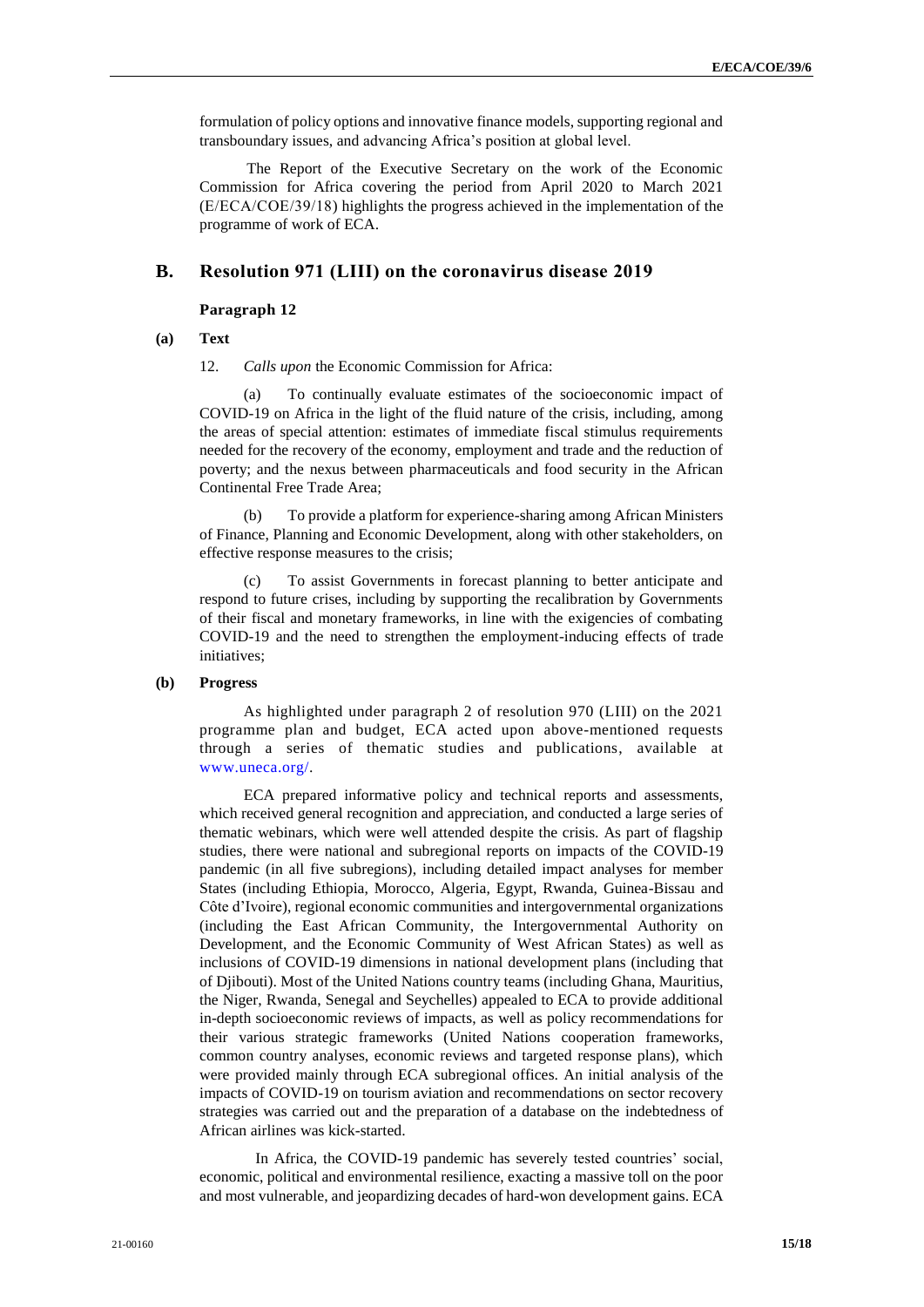formulation of policy options and innovative finance models, supporting regional and transboundary issues, and advancing Africa's position at global level.

The Report of the Executive Secretary on the work of the Economic Commission for Africa covering the period from April 2020 to March 2021 (E/ECA/COE/39/18) highlights the progress achieved in the implementation of the programme of work of ECA.

## B. Resolution 971 (LIII) on the coronavirus disease 2019

### Paragraph 12

#### (a) Text

12. *Calls upon* the Economic Commission for Africa:

(a) To continually evaluate estimates of the socioeconomic impact of COVID-19 on Africa in the light of the fluid nature of the crisis, including, among the areas of special attention: estimates of immediate fiscal stimulus requirements needed for the recovery of the economy, employment and trade and the reduction of poverty; and the nexus between pharmaceuticals and food security in the African Continental Free Trade Area;

(b) To provide a platform for experience-sharing among African Ministers of Finance, Planning and Economic Development, along with other stakeholders, on effective response measures to the crisis;

(c) To assist Governments in forecast planning to better anticipate and respond to future crises, including by supporting the recalibration by Governments of their fiscal and monetary frameworks, in line with the exigencies of combating COVID-19 and the need to strengthen the employment-inducing effects of trade initiatives;

#### (b) Progress

As highlighted under paragraph 2 of resolution 970 (LIII) on the 2021 programme plan and budget, ECA acted upon above-mentioned requests through a series of thematic studies and publications, available at www.uneca.org/.

ECA prepared informative policy and technical reports and assessments, which received general recognition and appreciation, and conducted a large series of thematic webinars, which were well attended despite the crisis. As part of flagship studies, there were national and subregional reports on impacts of the COVID-19 pandemic (in all five subregions), including detailed impact analyses for member States (including Ethiopia, Morocco, Algeria, Egypt, Rwanda, Guinea-Bissau and Côte d'Ivoire), regional economic communities and intergovernmental organizations (including the East African Community, the Intergovernmental Authority on Development, and the Economic Community of West African States) as well as inclusions of COVID-19 dimensions in national development plans (including that of Djibouti). Most of the United Nations country teams (including Ghana, Mauritius, the Niger, Rwanda, Senegal and Seychelles) appealed to ECA to provide additional in-depth socioeconomic reviews of impacts, as well as policy recommendations for their various strategic frameworks (United Nations cooperation frameworks, common country analyses, economic reviews and targeted response plans), which were provided mainly through ECA subregional offices. An initial analysis of the impacts of COVID-19 on tourism aviation and recommendations on sector recovery strategies was carried out and the preparation of a database on the indebtedness of African airlines was kick-started.

In Africa, the COVID-19 pandemic has severely tested countries' social, economic, political and environmental resilience, exacting a massive toll on the poor and most vulnerable, and jeopardizing decades of hard-won development gains. ECA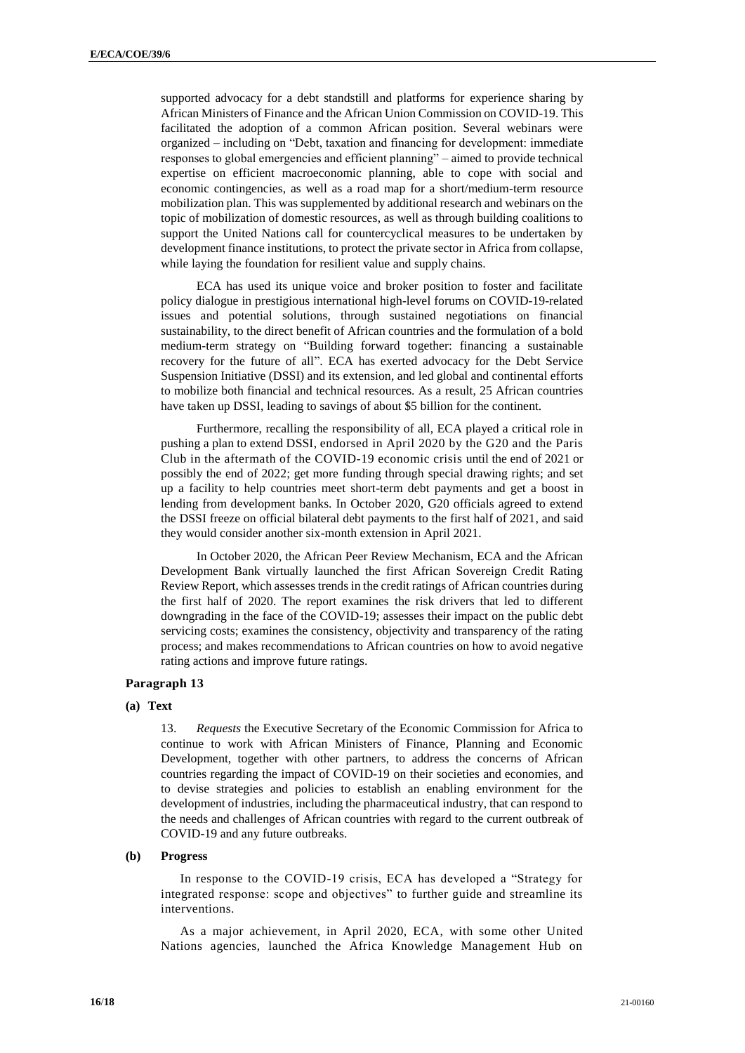supported advocacy for a debt standstill and platforms for experience sharing by African Ministers of Finance and the African Union Commission on COVID-19. This facilitated the adoption of a common African position. Several webinars were organized – including on "Debt, taxation and financing for development: immediate responses to global emergencies and efficient planning" – aimed to provide technical expertise on efficient macroeconomic planning, able to cope with social and economic contingencies, as well as a road map for a short/medium-term resource mobilization plan. This was supplemented by additional research and webinars on the topic of mobilization of domestic resources, as well as through building coalitions to support the United Nations call for countercyclical measures to be undertaken by development finance institutions, to protect the private sector in Africa from collapse, while laying the foundation for resilient value and supply chains.

ECA has used its unique voice and broker position to foster and facilitate policy dialogue in prestigious international high-level forums on COVID-19-related issues and potential solutions, through sustained negotiations on financial sustainability, to the direct benefit of African countries and the formulation of a bold medium-term strategy on "Building forward together: financing a sustainable recovery for the future of all". ECA has exerted advocacy for the Debt Service Suspension Initiative (DSSI) and its extension, and led global and continental efforts to mobilize both financial and technical resources. As a result, 25 African countries have taken up DSSI, leading to savings of about $5 billion for the continent.

Furthermore, recalling the responsibility of all, ECA played a critical role in pushing a plan to extend DSSI, endorsed in April 2020 by the G20 and the Paris Club in the aftermath of the COVID-19 economic crisis until the end of 2021 or possibly the end of 2022; get more funding through special drawing rights; and set up a facility to help countries meet short-term debt payments and get a boost in lending from development banks. In October 2020, G20 officials agreed to extend the DSSI freeze on official bilateral debt payments to the first half of 2021, and said they would consider another six-month extension in April 2021.

In October 2020, the African Peer Review Mechanism, ECA and the African Development Bank virtually launched the first African Sovereign Credit Rating Review Report, which assesses trends in the credit ratings of African countries during the first half of 2020. The report examines the risk drivers that led to different downgrading in the face of the COVID-19; assesses their impact on the public debt servicing costs; examines the consistency, objectivity and transparency of the rating process; and makes recommendations to African countries on how to avoid negative rating actions and improve future ratings.

### Paragraph 13

#### (a) Text

13. *Requests* the Executive Secretary of the Economic Commission for Africa to continue to work with African Ministers of Finance, Planning and Economic Development, together with other partners, to address the concerns of African countries regarding the impact of COVID-19 on their societies and economies, and to devise strategies and policies to establish an enabling environment for the development of industries, including the pharmaceutical industry, that can respond to the needs and challenges of African countries with regard to the current outbreak of COVID-19 and any future outbreaks.

#### (b) Progress

In response to the COVID-19 crisis, ECA has developed a "Strategy for integrated response: scope and objectives" to further guide and streamline its interventions.

As a major achievement, in April 2020, ECA, with some other United Nations agencies, launched the Africa Knowledge Management Hub on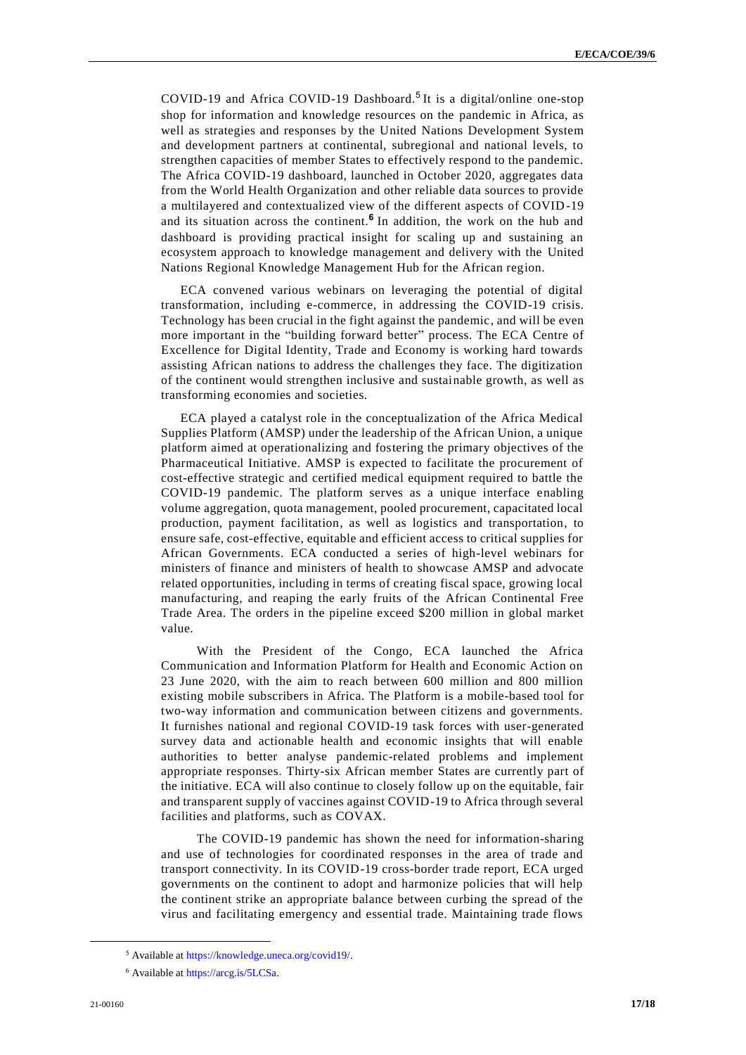COVID-19 and Africa COVID-19 Dashboard.[5] It is a digital/online one-stop shop for information and knowledge resources on the pandemic in Africa, as well as strategies and responses by the United Nations Development System and development partners at continental, subregional and national levels, to strengthen capacities of member States to effectively respond to the pandemic. The Africa COVID-19 dashboard, launched in October 2020, aggregates data from the World Health Organization and other reliable data sources to provide a multilayered and contextualized view of the different aspects of COVID-19 and its situation across the continent.[6] In addition, the work on the hub and dashboard is providing practical insight for scaling up and sustaining an ecosystem approach to knowledge management and delivery with the United Nations Regional Knowledge Management Hub for the African region.

ECA convened various webinars on leveraging the potential of digital transformation, including e-commerce, in addressing the COVID-19 crisis. Technology has been crucial in the fight against the pandemic, and will be even more important in the "building forward better" process. The ECA Centre of Excellence for Digital Identity, Trade and Economy is working hard towards assisting African nations to address the challenges they face. The digitization of the continent would strengthen inclusive and sustainable growth, as well as transforming economies and societies.

ECA played a catalyst role in the conceptualization of the Africa Medical Supplies Platform (AMSP) under the leadership of the African Union, a unique platform aimed at operationalizing and fostering the primary objectives of the Pharmaceutical Initiative. AMSP is expected to facilitate the procurement of cost-effective strategic and certified medical equipment required to battle the COVID-19 pandemic. The platform serves as a unique interface enabling volume aggregation, quota management, pooled procurement, capacitated local production, payment facilitation, as well as logistics and transportation, to ensure safe, cost-effective, equitable and efficient access to critical supplies for African Governments. ECA conducted a series of high-level webinars for ministers of finance and ministers of health to showcase AMSP and advocate related opportunities, including in terms of creating fiscal space, growing local manufacturing, and reaping the early fruits of the African Continental Free Trade Area. The orders in the pipeline exceed $200 million in global market value.

With the President of the Congo, ECA launched the Africa Communication and Information Platform for Health and Economic Action on 23 June 2020, with the aim to reach between 600 million and 800 million existing mobile subscribers in Africa. The Platform is a mobile-based tool for two-way information and communication between citizens and governments. It furnishes national and regional COVID-19 task forces with user-generated survey data and actionable health and economic insights that will enable authorities to better analyse pandemic-related problems and implement appropriate responses. Thirty-six African member States are currently part of the initiative. ECA will also continue to closely follow up on the equitable, fair and transparent supply of vaccines against COVID-19 to Africa through several facilities and platforms, such as COVAX.

The COVID-19 pandemic has shown the need for information-sharing and use of technologies for coordinated responses in the area of trade and transport connectivity. In its COVID-19 cross-border trade report, ECA urged governments on the continent to adopt and harmonize policies that will help the continent strike an appropriate balance between curbing the spread of the virus and facilitating emergency and essential trade. Maintaining trade flows

---

[5] Available at https://knowledge.uneca.org/covid19/.

[6] Available at https://arcg.is/5LCSa.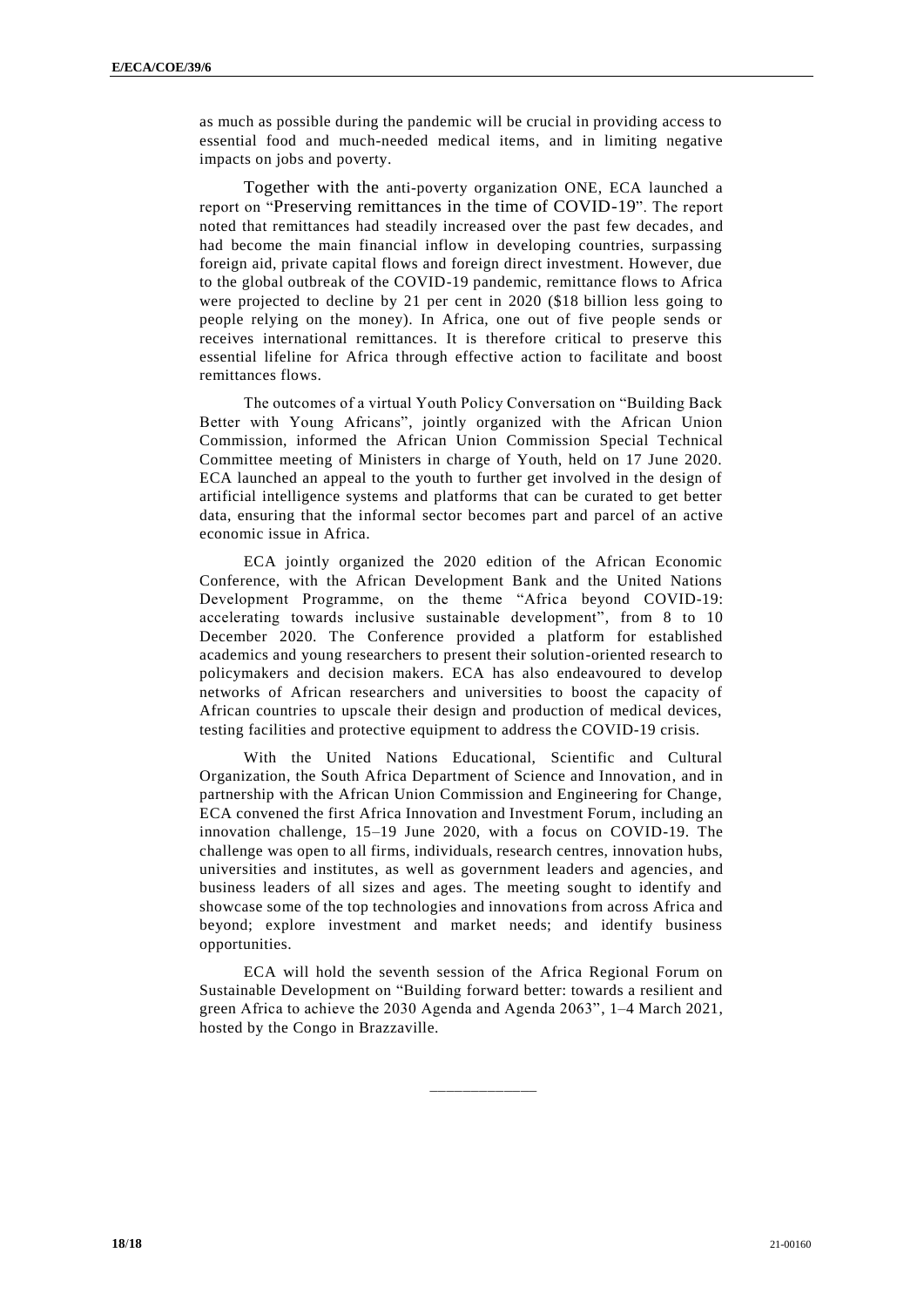as much as possible during the pandemic will be crucial in providing access to essential food and much-needed medical items, and in limiting negative impacts on jobs and poverty.

Together with the anti-poverty organization ONE, ECA launched a report on "Preserving remittances in the time of COVID-19". The report noted that remittances had steadily increased over the past few decades, and had become the main financial inflow in developing countries, surpassing foreign aid, private capital flows and foreign direct investment. However, due to the global outbreak of the COVID-19 pandemic, remittance flows to Africa were projected to decline by 21 per cent in 2020 ($18 billion less going to people relying on the money). In Africa, one out of five people sends or receives international remittances. It is therefore critical to preserve this essential lifeline for Africa through effective action to facilitate and boost remittances flows.

The outcomes of a virtual Youth Policy Conversation on "Building Back Better with Young Africans", jointly organized with the African Union Commission, informed the African Union Commission Special Technical Committee meeting of Ministers in charge of Youth, held on 17 June 2020. ECA launched an appeal to the youth to further get involved in the design of artificial intelligence systems and platforms that can be curated to get better data, ensuring that the informal sector becomes part and parcel of an active economic issue in Africa.

ECA jointly organized the 2020 edition of the African Economic Conference, with the African Development Bank and the United Nations Development Programme, on the theme "Africa beyond COVID-19: accelerating towards inclusive sustainable development", from 8 to 10 December 2020. The Conference provided a platform for established academics and young researchers to present their solution-oriented research to policymakers and decision makers. ECA has also endeavoured to develop networks of African researchers and universities to boost the capacity of African countries to upscale their design and production of medical devices, testing facilities and protective equipment to address the COVID-19 crisis.

With the United Nations Educational, Scientific and Cultural Organization, the South Africa Department of Science and Innovation, and in partnership with the African Union Commission and Engineering for Change, ECA convened the first Africa Innovation and Investment Forum, including an innovation challenge, 15–19 June 2020, with a focus on COVID-19. The challenge was open to all firms, individuals, research centres, innovation hubs, universities and institutes, as well as government leaders and agencies, and business leaders of all sizes and ages. The meeting sought to identify and showcase some of the top technologies and innovations from across Africa and beyond; explore investment and market needs; and identify business opportunities.

ECA will hold the seventh session of the Africa Regional Forum on Sustainable Development on "Building forward better: towards a resilient and green Africa to achieve the 2030 Agenda and Agenda 2063", 1–4 March 2021, hosted by the Congo in Brazzaville.

______________